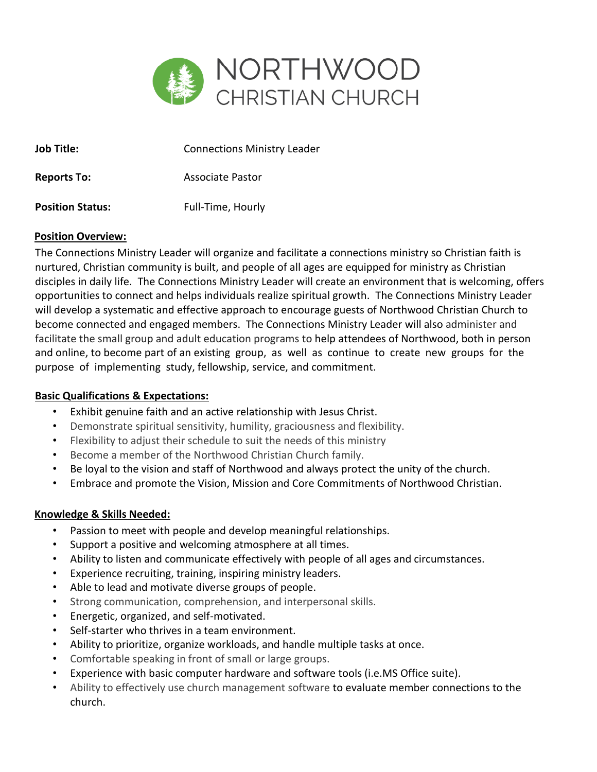# NORTHWOOD CHRISTIAN CHURCH

**Job Title:** Connections Ministry Leader

**Reports To:** Associate Pastor

**Position Status:** Full-Time, Hourly

**Position Overview:**

The Connections Ministry Leader will organize and facilitate a connections ministry so Christian faith is nurtured, Christian community is built, and people of all ages are equipped for ministry as Christian disciples in daily life. The Connections Ministry Leader will create an environment that is welcoming, offers opportunities to connect and helps individuals realize spiritual growth. The Connections Ministry Leader will develop a systematic and effective approach to encourage guests of Northwood Christian Church to become connected and engaged members. The Connections Ministry Leader will also administer and facilitate the small group and adult education programs to help attendees of Northwood, both in person and online, to become part of an existing group, as well as continue to create new groups for the purpose of implementing study, fellowship, service, and commitment.

**Basic Qualifications & Expectations:**

- Exhibit genuine faith and an active relationship with Jesus Christ.
- Demonstrate spiritual sensitivity, humility, graciousness and flexibility.
- Flexibility to adjust their schedule to suit the needs of this ministry
- Become a member of the Northwood Christian Church family.
- Be loyal to the vision and staff of Northwood and always protect the unity of the church.
- Embrace and promote the Vision, Mission and Core Commitments of Northwood Christian.

**Knowledge & Skills Needed:**

- Passion to meet with people and develop meaningful relationships.
- Support a positive and welcoming atmosphere at all times.
- Ability to listen and communicate effectively with people of all ages and circumstances.
- Experience recruiting, training, inspiring ministry leaders.
- Able to lead and motivate diverse groups of people.
- Strong communication, comprehension, and interpersonal skills.
- Energetic, organized, and self-motivated.
- Self-starter who thrives in a team environment.
- Ability to prioritize, organize workloads, and handle multiple tasks at once.
- Comfortable speaking in front of small or large groups.
- Experience with basic computer hardware and software tools (i.e.MS Office suite).
- Ability to effectively use church management software to evaluate member connections to the church.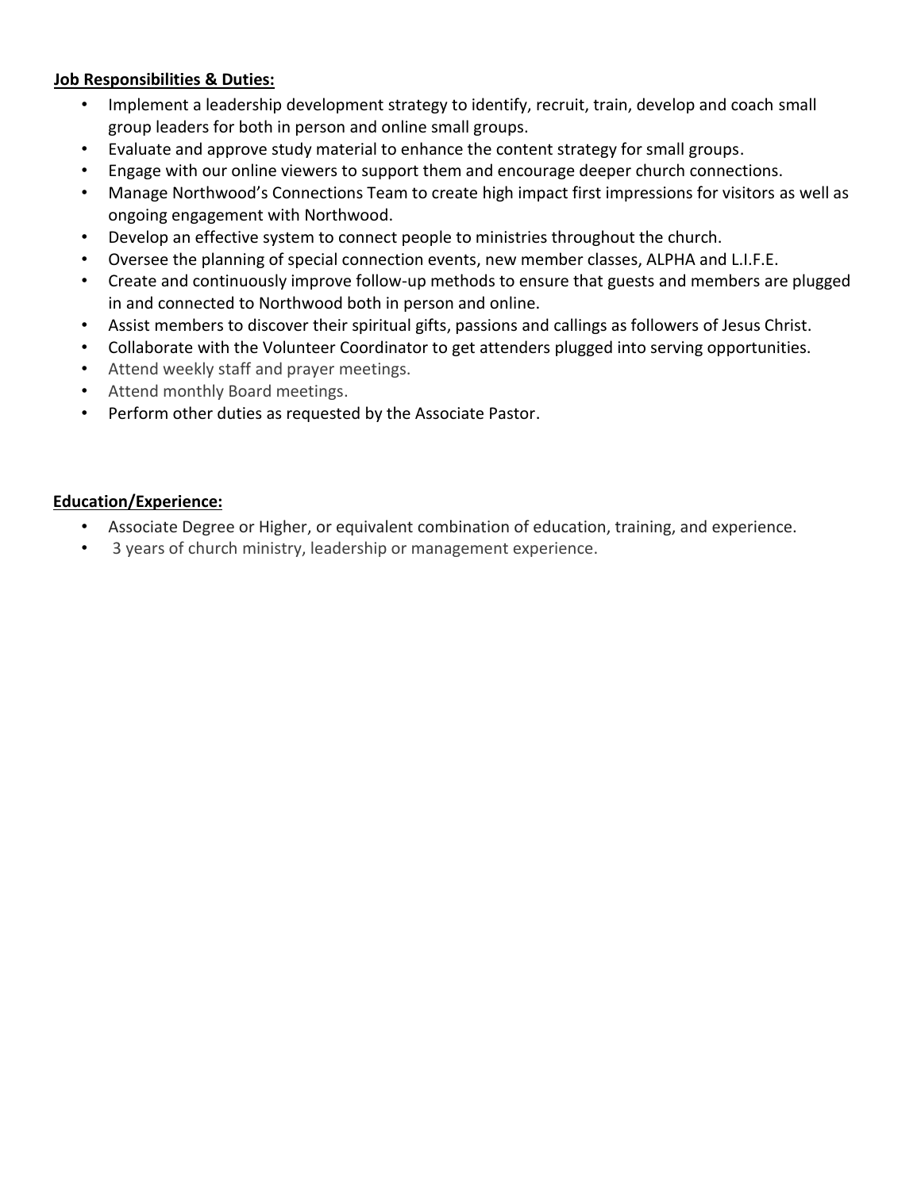**Job Responsibilities & Duties:**

- Implement a leadership development strategy to identify, recruit, train, develop and coach small group leaders for both in person and online small groups.
- Evaluate and approve study material to enhance the content strategy for small groups.
- Engage with our online viewers to support them and encourage deeper church connections.
- Manage Northwood's Connections Team to create high impact first impressions for visitors as well as ongoing engagement with Northwood.
- Develop an effective system to connect people to ministries throughout the church.
- Oversee the planning of special connection events, new member classes, ALPHA and L.I.F.E.
- Create and continuously improve follow-up methods to ensure that guests and members are plugged in and connected to Northwood both in person and online.
- Assist members to discover their spiritual gifts, passions and callings as followers of Jesus Christ.
- Collaborate with the Volunteer Coordinator to get attenders plugged into serving opportunities.
- Attend weekly staff and prayer meetings.
- Attend monthly Board meetings.
- Perform other duties as requested by the Associate Pastor.

**Education/Experience:**

- Associate Degree or Higher, or equivalent combination of education, training, and experience.
- 3 years of church ministry, leadership or management experience.